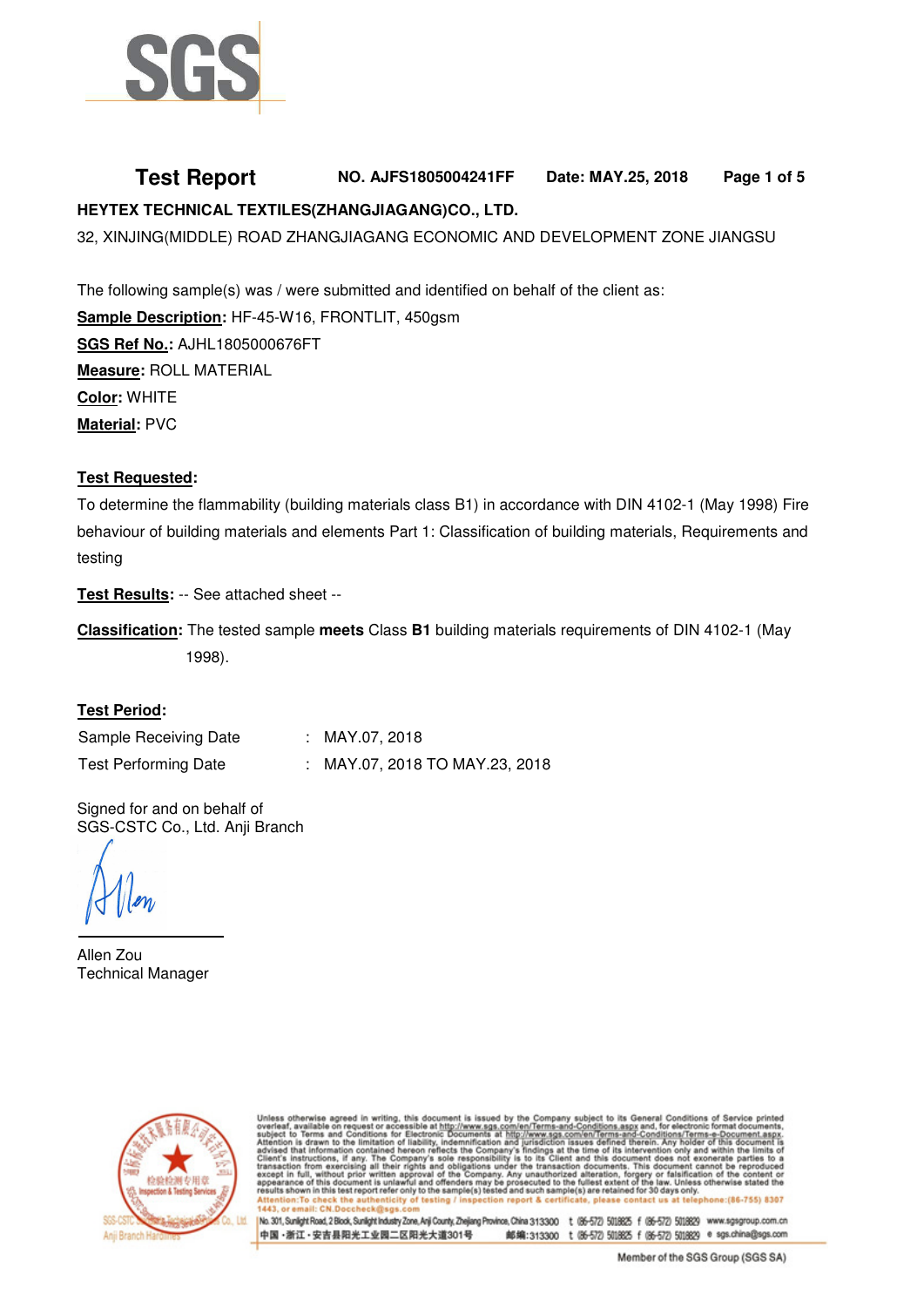SGS

# Test Report

**NO. AJFS1805004241FF** **Date: MAY.25, 2018**

**HEYTEX TECHNICAL TEXTILES(ZHANGJIAGANG)CO., LTD.**

32, XINJING(MIDDLE) ROAD ZHANGJIAGANG ECONOMIC AND DEVELOPMENT ZONE JIANGSU

The following sample(s) was / were submitted and identified on behalf of the client as:

**Sample Description:** HF-45-W16, FRONTLIT, 450gsm

**SGS Ref No.:** AJHL1805000676FT

**Measure:** ROLL MATERIAL

**Color:** WHITE

**Material:** PVC

**Test Requested:**

To determine the flammability (building materials class B1) in accordance with DIN 4102-1 (May 1998) Fire behaviour of building materials and elements Part 1: Classification of building materials, Requirements and testing

**Test Results:** -- See attached sheet --

**Classification:** The tested sample **meets** Class **B1** building materials requirements of DIN 4102-1 (May 1998).

**Test Period:**

| | | |
|---|---|---|
| Sample Receiving Date | : | MAY.07, 2018 |
| Test Performing Date | : | MAY.07, 2018 TO MAY.23, 2018 |

Signed for and on behalf of
SGS-CSTC Co., Ltd. Anji Branch

Allen Zou
Technical Manager

Unless otherwise agreed in writing, this document is issued by the Company subject to its General Conditions of Service printed overleaf, available on request or accessible at http://www.sgs.com/en/Terms-and-Conditions.aspx and, for electronic format documents, subject to Terms and Conditions for Electronic Documents at http://www.sgs.com/en/Terms-and-Conditions/Terms-e-Document.aspx. Attention is drawn to the limitation of liability, indemnification and jurisdiction issues defined therein. Any holder of this document is advised that information contained hereon reflects the Company's findings at the time of its intervention only and within the limits of Client's instructions, if any. The Company's sole responsibility is to its Client and this document does not exonerate parties to a transaction from exercising all their rights and obligations under the transaction documents. This document cannot be reproduced except in full, without prior written approval of the Company. Any unauthorized alteration, forgery or falsification of the content or appearance of this document is unlawful and offenders may be prosecuted to the fullest extent of the law. Unless otherwise stated the results shown in this test report refer only to the sample(s) tested and such sample(s) are retained for 30 days only.

Attention: To check the authenticity of testing / inspection report & certificate, please contact us at telephone:(86-755) 8307 1443, or email: CN.Doccheck@sgs.com

No. 301, Sunlight Road, 2 Block, Sunlight Industry Zone, Anji County, Zhejiang Province, China 313300 t (86-572) 5018825 f (86-572) 5018829 www.sgsgroup.com.cn

中国・浙江・安吉县阳光工业园二区阳光大道301号 邮编:313300 t (86-572) 5018825 f (86-572) 5018829 e sgs.china@sgs.com

Member of the SGS Group (SGS SA)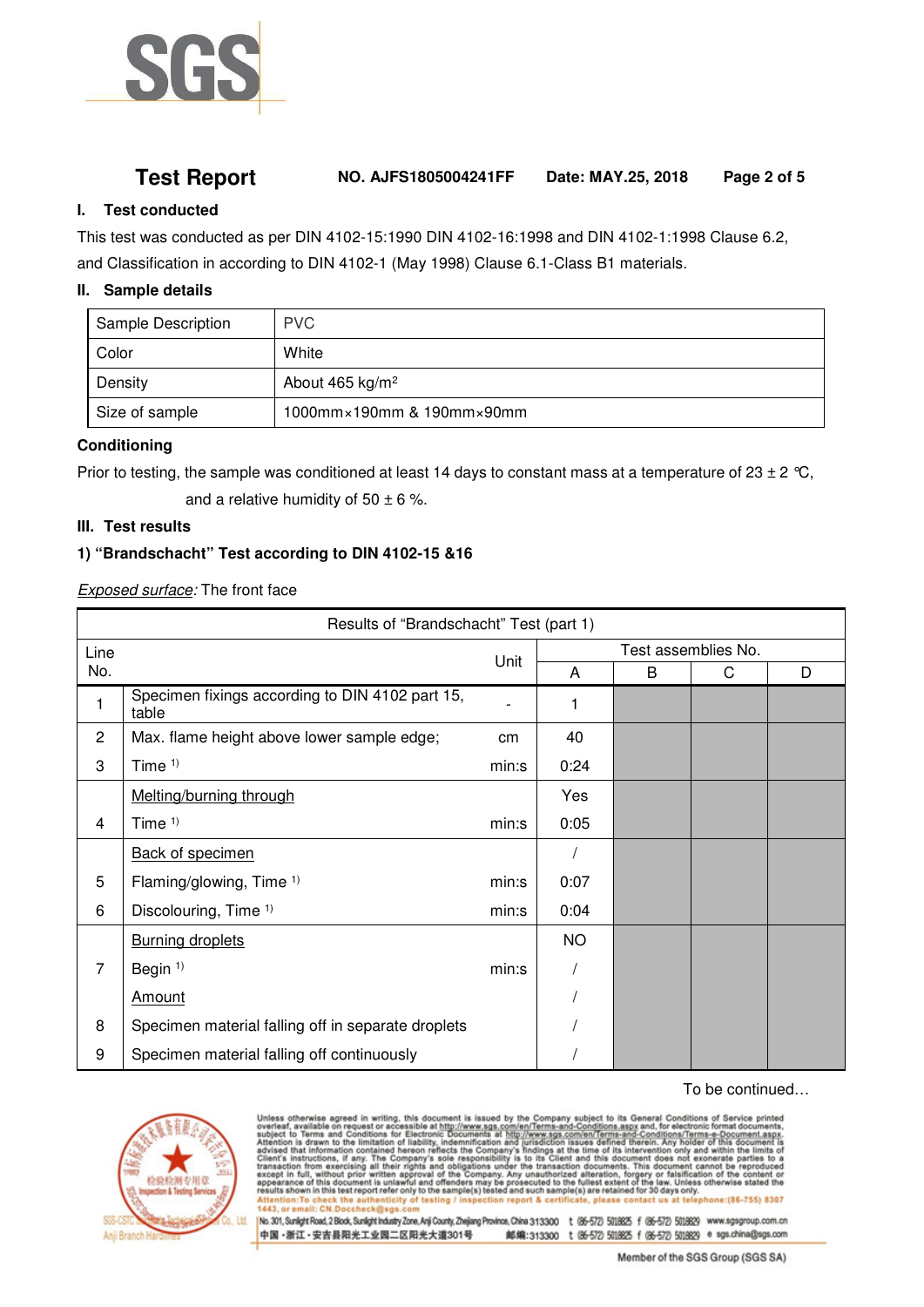# Test Report

**NO. AJFS1805004241FF Date: MAY.25, 2018**

## I. Test conducted

This test was conducted as per DIN 4102-15:1990 DIN 4102-16:1998 and DIN 4102-1:1998 Clause 6.2, and Classification in according to DIN 4102-1 (May 1998) Clause 6.1-Class B1 materials.

## II. Sample details

| Sample Description | PVC |
|---|---|
| Color | White |
| Density | About 465 kg/m² |
| Size of sample | 1000mm×190mm & 190mm×90mm |

### Conditioning

Prior to testing, the sample was conditioned at least 14 days to constant mass at a temperature of 23 ± 2 ℃, and a relative humidity of 50 ± 6 %.

## III. Test results

### 1) "Brandschacht" Test according to DIN 4102-15 &16

*Exposed surface:* The front face

| Results of "Brandschacht" Test (part 1) | | | | | | |
|---|---|---|---|---|---|---|
| Line No. | | Unit | Test assemblies No. | | | |
| | | | A | B | C | D |
| 1 | Specimen fixings according to DIN 4102 part 15, table | - | 1 | | | |
| 2 | Max. flame height above lower sample edge; | cm | 40 | | | |
| 3 | Time [1] | min:s | 0:24 | | | |
| | Melting/burning through | | Yes | | | |
| 4 | Time [1] | min:s | 0:05 | | | |
| | Back of specimen | | / | | | |
| 5 | Flaming/glowing, Time [1] | min:s | 0:07 | | | |
| 6 | Discolouring, Time [1] | min:s | 0:04 | | | |
| | Burning droplets | | NO | | | |
| 7 | Begin [1] | min:s | / | | | |
| | Amount | | / | | | |
| 8 | Specimen material falling off in separate droplets | | / | | | |
| 9 | Specimen material falling off continuously | | / | | | |

To be continued…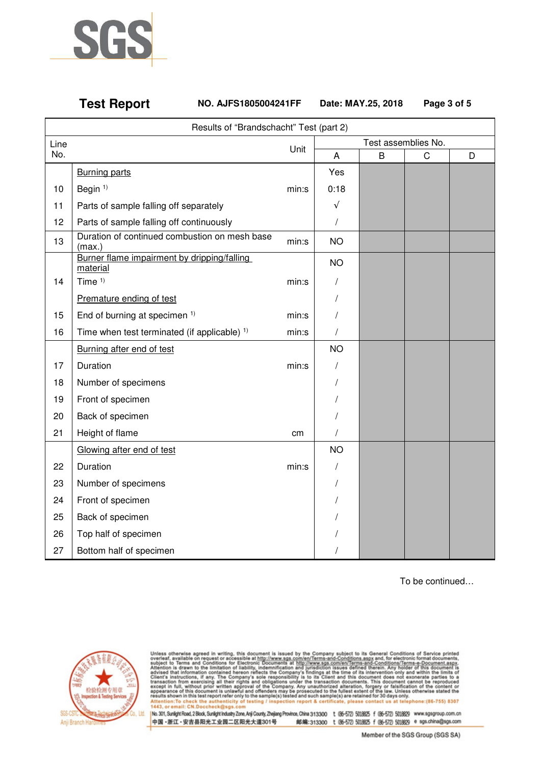# Test Report

NO. AJFS1805004241FF  Date: MAY.25, 2018

| Results of "Brandschacht" Test (part 2) | | | | | | |
|---|---|---|---|---|---|---|
| Line No. | | Unit | Test assemblies No. | | | |
| | | | A | B | C | D |
| | Burning parts | | Yes | | | |
| 10 | Begin [1)] | min:s | 0:18 | | | |
| 11 | Parts of sample falling off separately | | √ | | | |
| 12 | Parts of sample falling off continuously | | / | | | |
| 13 | Duration of continued combustion on mesh base (max.) | min:s | NO | | | |
| | Burner flame impairment by dripping/falling material | | NO | | | |
| 14 | Time [1)] | min:s | / | | | |
| | Premature ending of test | | / | | | |
| 15 | End of burning at specimen [1)] | min:s | / | | | |
| 16 | Time when test terminated (if applicable) [1)] | min:s | / | | | |
| | Burning after end of test | | NO | | | |
| 17 | Duration | min:s | / | | | |
| 18 | Number of specimens | | / | | | |
| 19 | Front of specimen | | / | | | |
| 20 | Back of specimen | | / | | | |
| 21 | Height of flame | cm | / | | | |
| | Glowing after end of test | | NO | | | |
| 22 | Duration | min:s | / | | | |
| 23 | Number of specimens | | / | | | |
| 24 | Front of specimen | | / | | | |
| 25 | Back of specimen | | / | | | |
| 26 | Top half of specimen | | / | | | |
| 27 | Bottom half of specimen | | / | | | |

To be continued…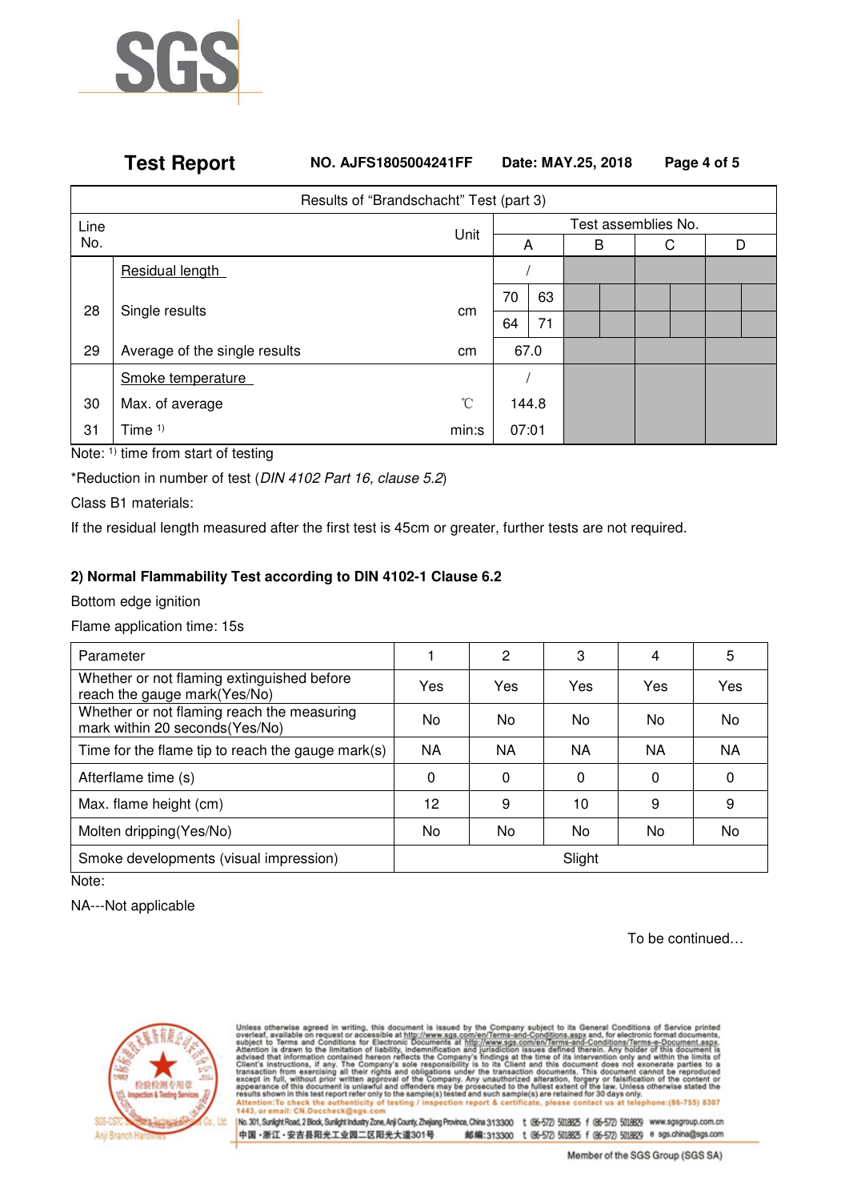| Results of "Brandschacht" Test (part 3) | | | | | | | | | | | |
|---|---|---|---|---|---|---|---|---|---|---|---|
| Line No. | | Unit | Test assemblies No. | | | | | | | | |
| | | | A | | B | | C | | D | | |
| | Residual length | | / | | | | | | | | |
| 28 | Single results | cm | 70 | 63 | | | | | | | |
| | | | 64 | 71 | | | | | | | |
| 29 | Average of the single results | cm | 67.0 | | | | | | | | |
| | Smoke temperature | | / | | | | | | | | |
| 30 | Max. of average | ℃ | 144.8 | | | | | | | | |
| 31 | Time [1] | min:s | 07:01 | | | | | | | | |

Note: [1] time from start of testing

*Reduction in number of test (*DIN 4102 Part 16, clause 5.2*)

Class B1 materials:

If the residual length measured after the first test is 45cm or greater, further tests are not required.

**2) Normal Flammability Test according to DIN 4102-1 Clause 6.2**

Bottom edge ignition

Flame application time: 15s

| Parameter | 1 | 2 | 3 | 4 | 5 |
|---|---|---|---|---|---|
| Whether or not flaming extinguished before reach the gauge mark(Yes/No) | Yes | Yes | Yes | Yes | Yes |
| Whether or not flaming reach the measuring mark within 20 seconds(Yes/No) | No | No | No | No | No |
| Time for the flame tip to reach the gauge mark(s) | NA | NA | NA | NA | NA |
| Afterflame time (s) | 0 | 0 | 0 | 0 | 0 |
| Max. flame height (cm) | 12 | 9 | 10 | 9 | 9 |
| Molten dripping(Yes/No) | No | No | No | No | No |
| Smoke developments (visual impression) | Slight | | | | |

Note:

NA---Not applicable

To be continued…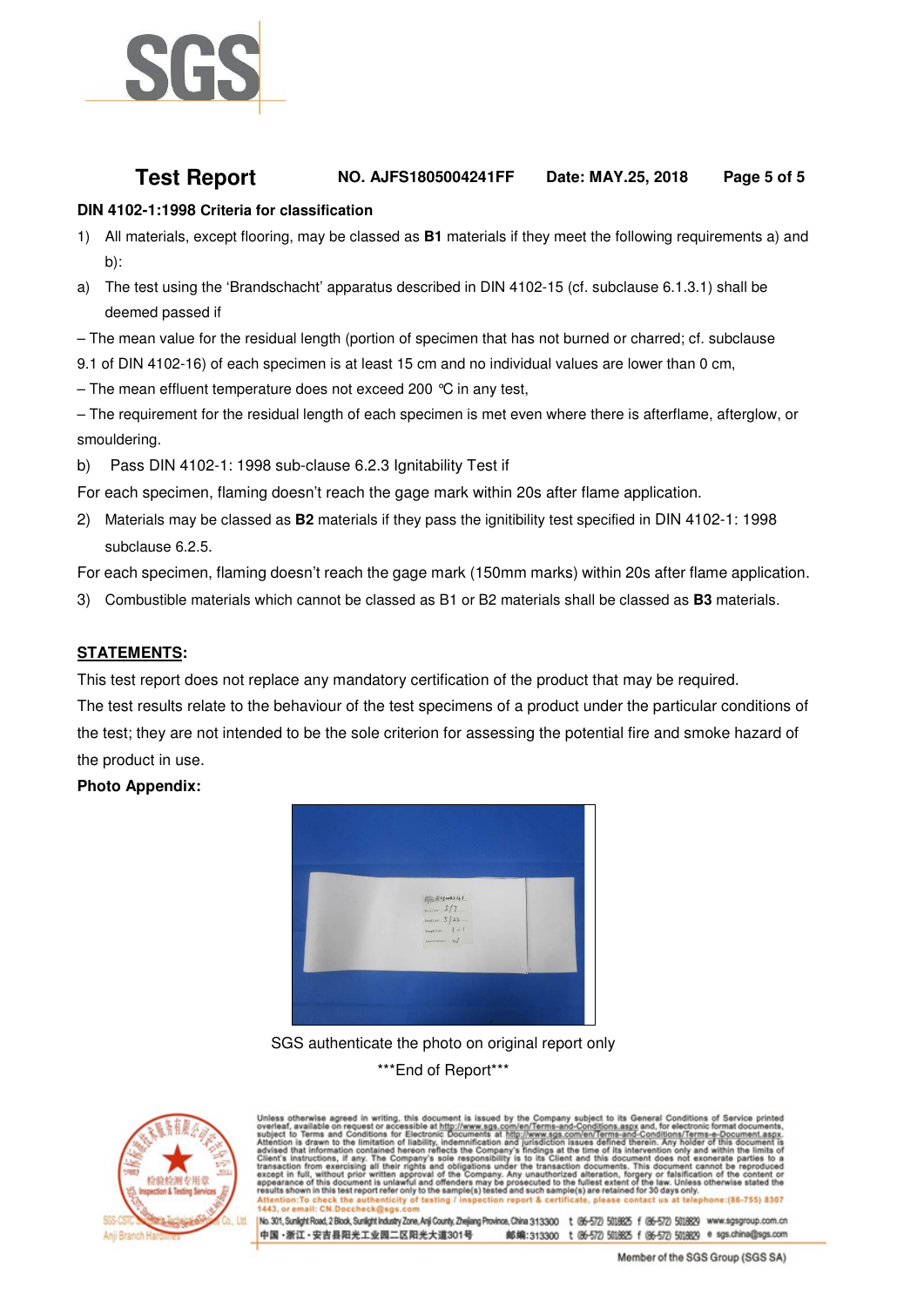DIN 4102-1:1998 Criteria for classification

1) All materials, except flooring, may be classed as **B1** materials if they meet the following requirements a) and b):

a) The test using the 'Brandschacht' apparatus described in DIN 4102-15 (cf. subclause 6.1.3.1) shall be deemed passed if

– The mean value for the residual length (portion of specimen that has not burned or charred; cf. subclause 9.1 of DIN 4102-16) of each specimen is at least 15 cm and no individual values are lower than 0 cm,

– The mean effluent temperature does not exceed 200 ℃ in any test,

– The requirement for the residual length of each specimen is met even where there is afterflame, afterglow, or smouldering.

b) Pass DIN 4102-1: 1998 sub-clause 6.2.3 Ignitability Test if

For each specimen, flaming doesn't reach the gage mark within 20s after flame application.

2) Materials may be classed as **B2** materials if they pass the ignitibility test specified in DIN 4102-1: 1998 subclause 6.2.5.

For each specimen, flaming doesn't reach the gage mark (150mm marks) within 20s after flame application.

3) Combustible materials which cannot be classed as B1 or B2 materials shall be classed as **B3** materials.

**STATEMENTS:**

This test report does not replace any mandatory certification of the product that may be required.

The test results relate to the behaviour of the test specimens of a product under the particular conditions of the test; they are not intended to be the sole criterion for assessing the potential fire and smoke hazard of the product in use.

**Photo Appendix:**

SGS authenticate the photo on original report only

***End of Report***